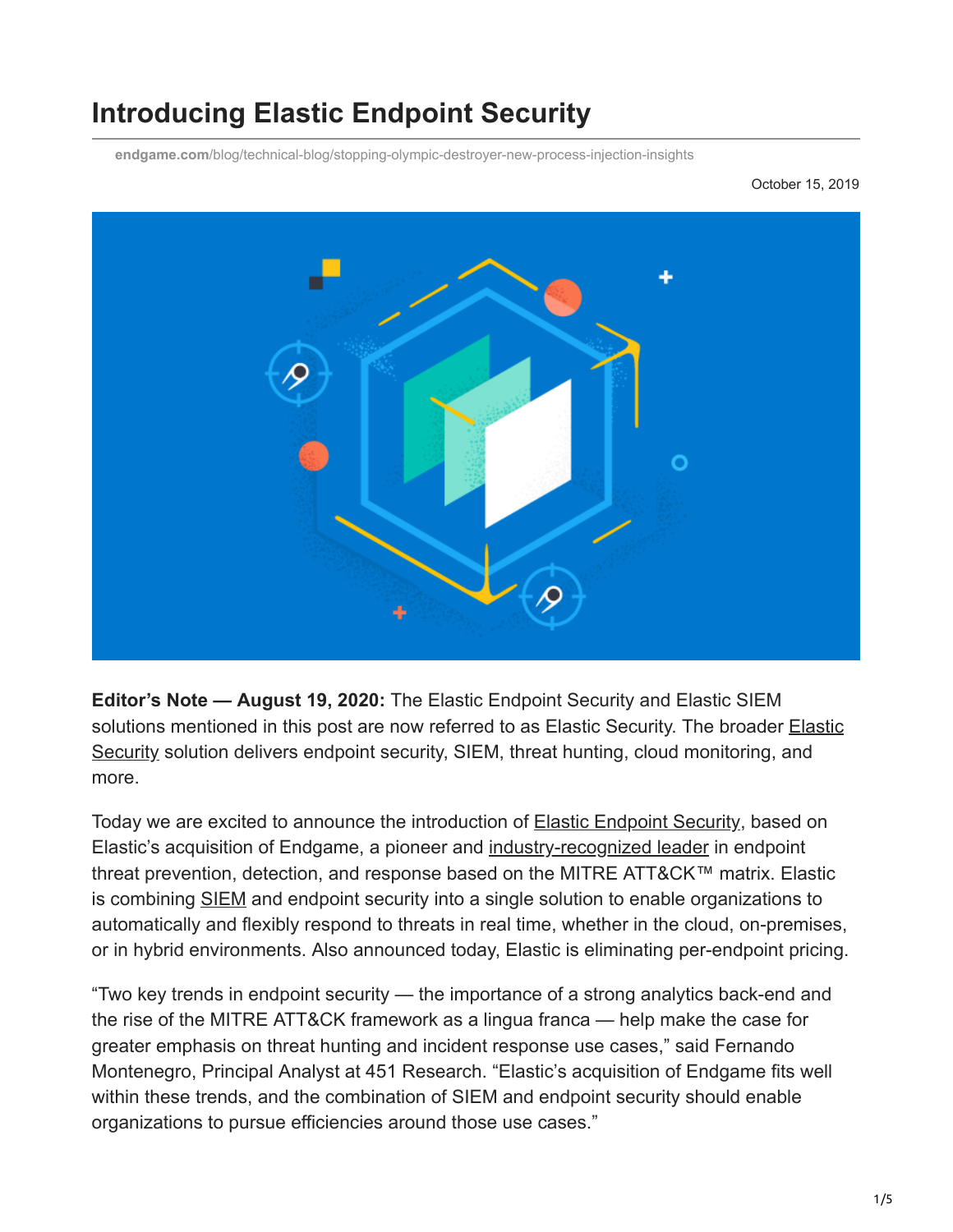# Introducing Elastic Endpoint Security

**endgame.com**/blog/technical-blog/stopping-olympic-destroyer-new-process-injection-insights

October 15, 2019

**Editor's Note — August 19, 2020:** The Elastic Endpoint Security and Elastic SIEM solutions mentioned in this post are now referred to as Elastic Security. The broader Elastic Security solution delivers endpoint security, SIEM, threat hunting, cloud monitoring, and more.

Today we are excited to announce the introduction of Elastic Endpoint Security, based on Elastic's acquisition of Endgame, a pioneer and industry-recognized leader in endpoint threat prevention, detection, and response based on the MITRE ATT&CK™ matrix. Elastic is combining SIEM and endpoint security into a single solution to enable organizations to automatically and flexibly respond to threats in real time, whether in the cloud, on-premises, or in hybrid environments. Also announced today, Elastic is eliminating per-endpoint pricing.

"Two key trends in endpoint security — the importance of a strong analytics back-end and the rise of the MITRE ATT&CK framework as a lingua franca — help make the case for greater emphasis on threat hunting and incident response use cases," said Fernando Montenegro, Principal Analyst at 451 Research. "Elastic's acquisition of Endgame fits well within these trends, and the combination of SIEM and endpoint security should enable organizations to pursue efficiencies around those use cases."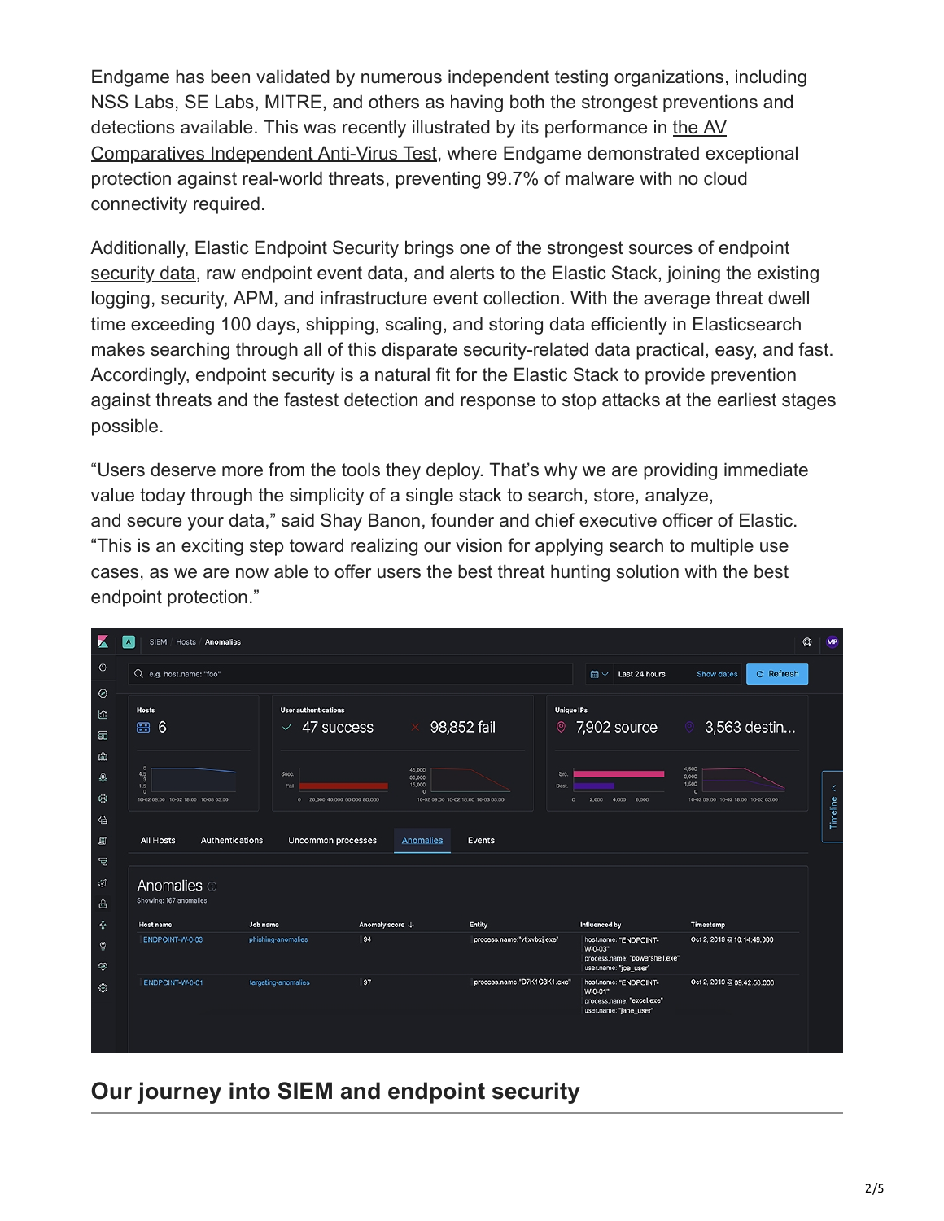Endgame has been validated by numerous independent testing organizations, including NSS Labs, SE Labs, MITRE, and others as having both the strongest preventions and detections available. This was recently illustrated by its performance in the AV Comparatives Independent Anti-Virus Test, where Endgame demonstrated exceptional protection against real-world threats, preventing 99.7% of malware with no cloud connectivity required.

Additionally, Elastic Endpoint Security brings one of the strongest sources of endpoint security data, raw endpoint event data, and alerts to the Elastic Stack, joining the existing logging, security, APM, and infrastructure event collection. With the average threat dwell time exceeding 100 days, shipping, scaling, and storing data efficiently in Elasticsearch makes searching through all of this disparate security-related data practical, easy, and fast. Accordingly, endpoint security is a natural fit for the Elastic Stack to provide prevention against threats and the fastest detection and response to stop attacks at the earliest stages possible.

“Users deserve more from the tools they deploy. That’s why we are providing immediate value today through the simplicity of a single stack to search, store, analyze, and secure your data,” said Shay Banon, founder and chief executive officer of Elastic. “This is an exciting step toward realizing our vision for applying search to multiple use cases, as we are now able to offer users the best threat hunting solution with the best endpoint protection.”

## Our journey into SIEM and endpoint security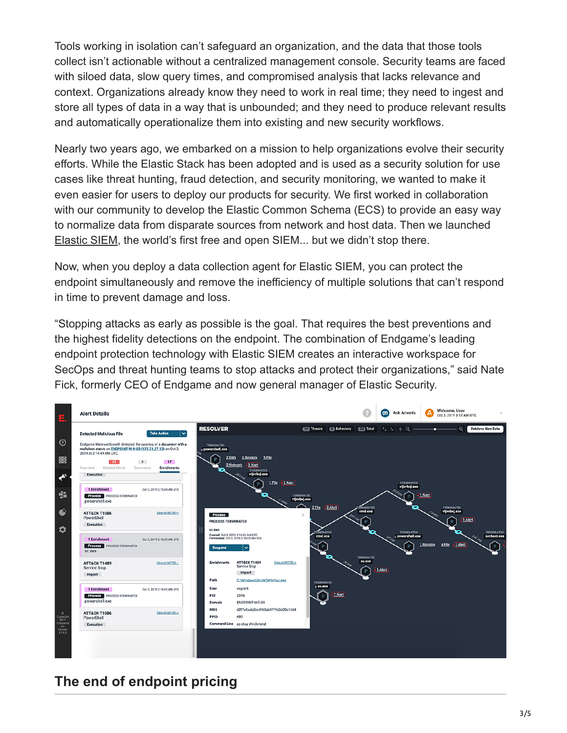Tools working in isolation can't safeguard an organization, and the data that those tools collect isn't actionable without a centralized management console. Security teams are faced with siloed data, slow query times, and compromised analysis that lacks relevance and context. Organizations already know they need to work in real time; they need to ingest and store all types of data in a way that is unbounded; and they need to produce relevant results and automatically operationalize them into existing and new security workflows.

Nearly two years ago, we embarked on a mission to help organizations evolve their security efforts. While the Elastic Stack has been adopted and is used as a security solution for use cases like threat hunting, fraud detection, and security monitoring, we wanted to make it even easier for users to deploy our products for security. We first worked in collaboration with our community to develop the Elastic Common Schema (ECS) to provide an easy way to normalize data from disparate sources from network and host data. Then we launched Elastic SIEM, the world's first free and open SIEM... but we didn't stop there.

Now, when you deploy a data collection agent for Elastic SIEM, you can protect the endpoint simultaneously and remove the inefficiency of multiple solutions that can't respond in time to prevent damage and loss.

"Stopping attacks as early as possible is the goal. That requires the best preventions and the highest fidelity detections on the endpoint. The combination of Endgame's leading endpoint protection technology with Elastic SIEM creates an interactive workspace for SecOps and threat hunting teams to stop attacks and protect their organizations," said Nate Fick, formerly CEO of Endgame and now general manager of Elastic Security.

## The end of endpoint pricing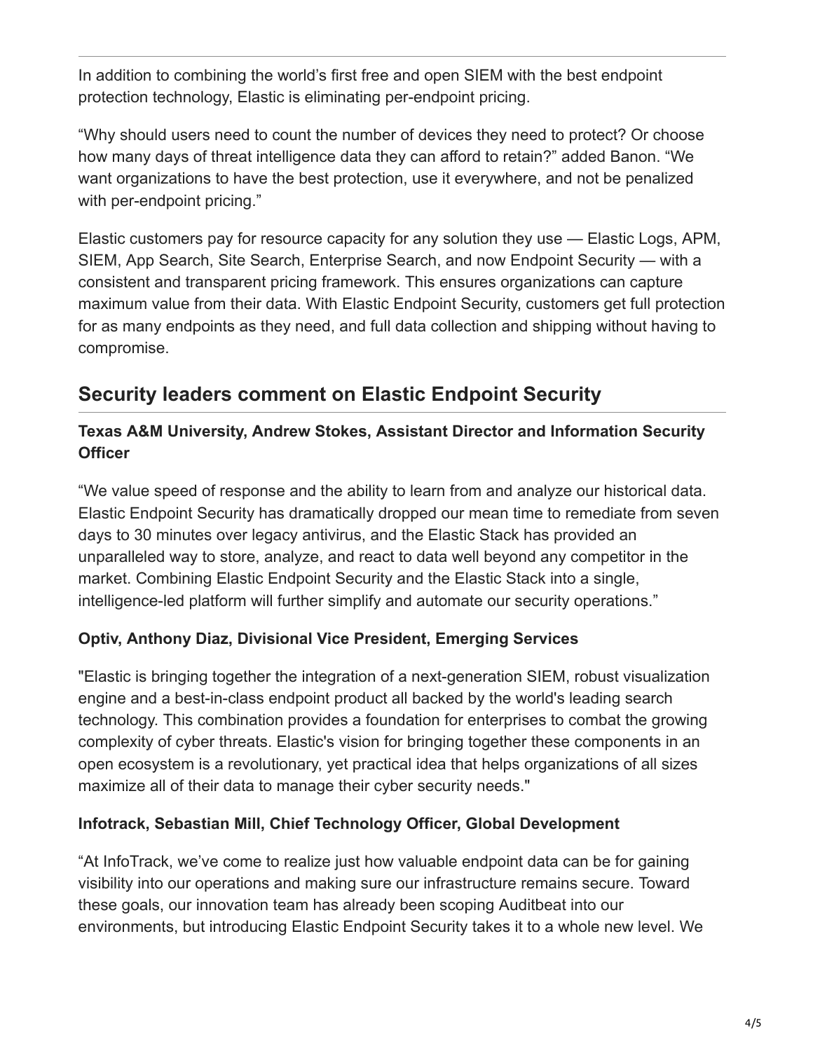In addition to combining the world's first free and open SIEM with the best endpoint protection technology, Elastic is eliminating per-endpoint pricing.

"Why should users need to count the number of devices they need to protect? Or choose how many days of threat intelligence data they can afford to retain?" added Banon. "We want organizations to have the best protection, use it everywhere, and not be penalized with per-endpoint pricing."

Elastic customers pay for resource capacity for any solution they use — Elastic Logs, APM, SIEM, App Search, Site Search, Enterprise Search, and now Endpoint Security — with a consistent and transparent pricing framework. This ensures organizations can capture maximum value from their data. With Elastic Endpoint Security, customers get full protection for as many endpoints as they need, and full data collection and shipping without having to compromise.

## Security leaders comment on Elastic Endpoint Security

### Texas A&M University, Andrew Stokes, Assistant Director and Information Security Officer

"We value speed of response and the ability to learn from and analyze our historical data. Elastic Endpoint Security has dramatically dropped our mean time to remediate from seven days to 30 minutes over legacy antivirus, and the Elastic Stack has provided an unparalleled way to store, analyze, and react to data well beyond any competitor in the market. Combining Elastic Endpoint Security and the Elastic Stack into a single, intelligence-led platform will further simplify and automate our security operations."

### Optiv, Anthony Diaz, Divisional Vice President, Emerging Services

"Elastic is bringing together the integration of a next-generation SIEM, robust visualization engine and a best-in-class endpoint product all backed by the world's leading search technology. This combination provides a foundation for enterprises to combat the growing complexity of cyber threats. Elastic's vision for bringing together these components in an open ecosystem is a revolutionary, yet practical idea that helps organizations of all sizes maximize all of their data to manage their cyber security needs."

### Infotrack, Sebastian Mill, Chief Technology Officer, Global Development

"At InfoTrack, we've come to realize just how valuable endpoint data can be for gaining visibility into our operations and making sure our infrastructure remains secure. Toward these goals, our innovation team has already been scoping Auditbeat into our environments, but introducing Elastic Endpoint Security takes it to a whole new level. We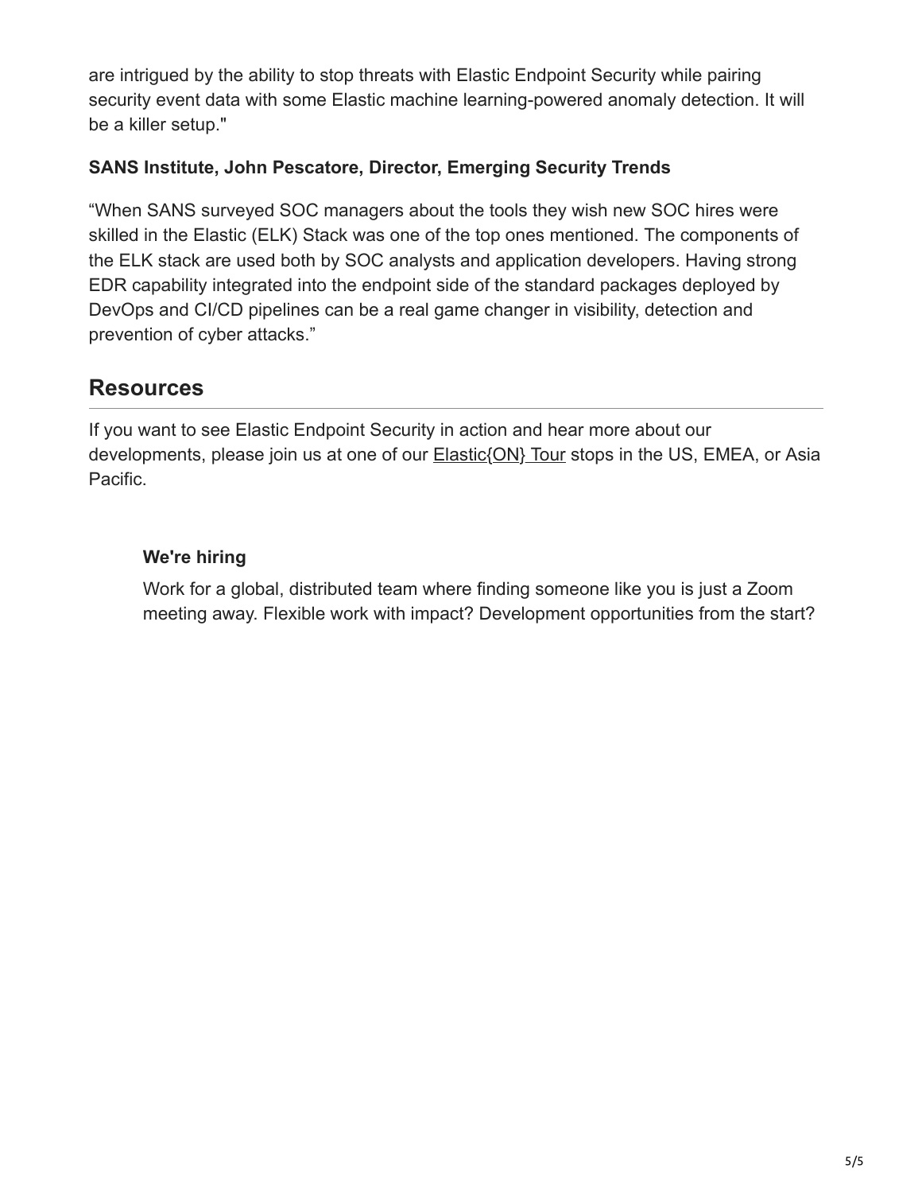are intrigued by the ability to stop threats with Elastic Endpoint Security while pairing security event data with some Elastic machine learning-powered anomaly detection. It will be a killer setup."

**SANS Institute, John Pescatore, Director, Emerging Security Trends**

“When SANS surveyed SOC managers about the tools they wish new SOC hires were skilled in the Elastic (ELK) Stack was one of the top ones mentioned. The components of the ELK stack are used both by SOC analysts and application developers. Having strong EDR capability integrated into the endpoint side of the standard packages deployed by DevOps and CI/CD pipelines can be a real game changer in visibility, detection and prevention of cyber attacks.”

## Resources

If you want to see Elastic Endpoint Security in action and hear more about our developments, please join us at one of our Elastic{ON} Tour stops in the US, EMEA, or Asia Pacific.

**We're hiring**

Work for a global, distributed team where finding someone like you is just a Zoom meeting away. Flexible work with impact? Development opportunities from the start?